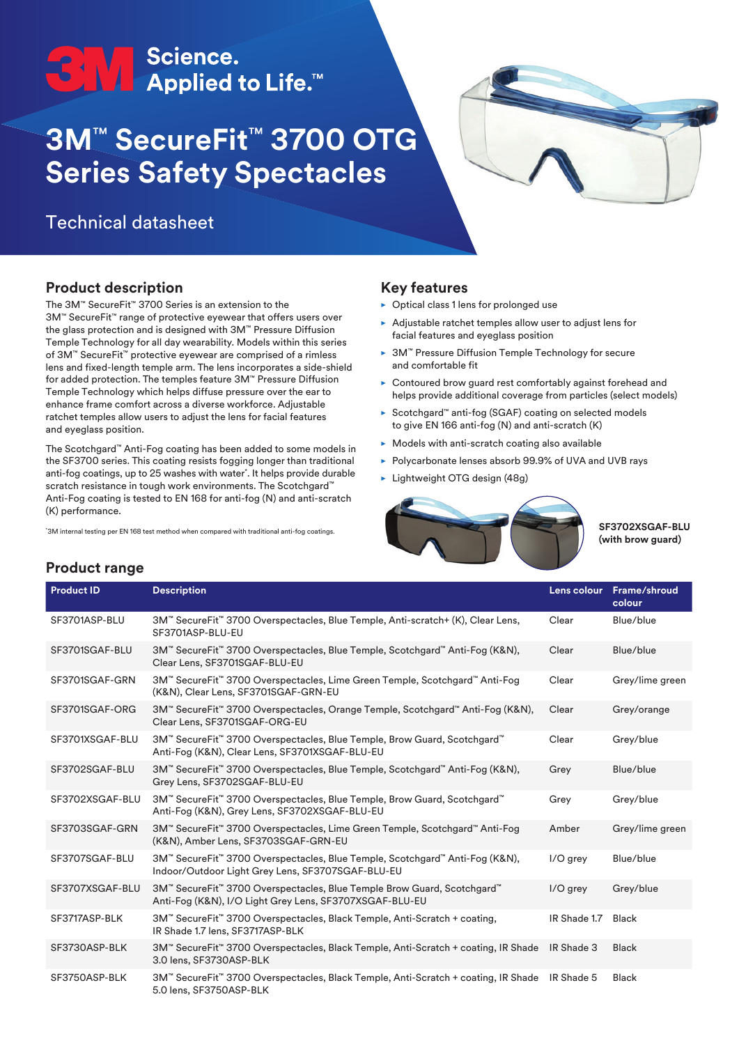3M Science. Applied to Life.™

# 3M™ SecureFit™ 3700 OTG Series Safety Spectacles

Technical datasheet

## Product description

The 3M™ SecureFit™ 3700 Series is an extension to the 3M™ SecureFit™ range of protective eyewear that offers users over the glass protection and is designed with 3M™ Pressure Diffusion Temple Technology for all day wearability. Models within this series of 3M™ SecureFit™ protective eyewear are comprised of a rimless lens and fixed-length temple arm. The lens incorporates a side-shield for added protection. The temples feature 3M™ Pressure Diffusion Temple Technology which helps diffuse pressure over the ear to enhance frame comfort across a diverse workforce. Adjustable ratchet temples allow users to adjust the lens for facial features and eyeglass position.

The Scotchgard™ Anti-Fog coating has been added to some models in the SF3700 series. This coating resists fogging longer than traditional anti-fog coatings, up to 25 washes with water*. It helps provide durable scratch resistance in tough work environments. The Scotchgard™ Anti-Fog coating is tested to EN 168 for anti-fog (N) and anti-scratch (K) performance.

*3M internal testing per EN 168 test method when compared with traditional anti-fog coatings.

## Key features

- Optical class 1 lens for prolonged use
- Adjustable ratchet temples allow user to adjust lens for facial features and eyeglass position
- 3M™ Pressure Diffusion Temple Technology for secure and comfortable fit
- Contoured brow guard rest comfortably against forehead and helps provide additional coverage from particles (select models)
- Scotchgard™ anti-fog (SGAF) coating on selected models to give EN 166 anti-fog (N) and anti-scratch (K)
- Models with anti-scratch coating also available
- Polycarbonate lenses absorb 99.9% of UVA and UVB rays
- Lightweight OTG design (48g)

**SF3702XSGAF-BLU (with brow guard)**

## Product range

| Product ID | Description | Lens colour | Frame/shroud colour |
|---|---|---|---|
| SF3701ASP-BLU | 3M™ SecureFit™ 3700 Overspectacles, Blue Temple, Anti-scratch+ (K), Clear Lens, SF3701ASP-BLU-EU | Clear | Blue/blue |
| SF3701SGAF-BLU | 3M™ SecureFit™ 3700 Overspectacles, Blue Temple, Scotchgard™ Anti-Fog (K&N), Clear Lens, SF3701SGAF-BLU-EU | Clear | Blue/blue |
| SF3701SGAF-GRN | 3M™ SecureFit™ 3700 Overspectacles, Lime Green Temple, Scotchgard™ Anti-Fog (K&N), Clear Lens, SF3701SGAF-GRN-EU | Clear | Grey/lime green |
| SF3701SGAF-ORG | 3M™ SecureFit™ 3700 Overspectacles, Orange Temple, Scotchgard™ Anti-Fog (K&N), Clear Lens, SF3701SGAF-ORG-EU | Clear | Grey/orange |
| SF3701XSGAF-BLU | 3M™ SecureFit™ 3700 Overspectacles, Blue Temple, Brow Guard, Scotchgard™ Anti-Fog (K&N), Clear Lens, SF3701XSGAF-BLU-EU | Clear | Grey/blue |
| SF3702SGAF-BLU | 3M™ SecureFit™ 3700 Overspectacles, Blue Temple, Scotchgard™ Anti-Fog (K&N), Grey Lens, SF3702SGAF-BLU-EU | Grey | Blue/blue |
| SF3702XSGAF-BLU | 3M™ SecureFit™ 3700 Overspectacles, Blue Temple, Brow Guard, Scotchgard™ Anti-Fog (K&N), Grey Lens, SF3702XSGAF-BLU-EU | Grey | Grey/blue |
| SF3703SGAF-GRN | 3M™ SecureFit™ 3700 Overspectacles, Lime Green Temple, Scotchgard™ Anti-Fog (K&N), Amber Lens, SF3703SGAF-GRN-EU | Amber | Grey/lime green |
| SF3707SGAF-BLU | 3M™ SecureFit™ 3700 Overspectacles, Blue Temple, Scotchgard™ Anti-Fog (K&N), Indoor/Outdoor Light Grey Lens, SF3707SGAF-BLU-EU | I/O grey | Blue/blue |
| SF3707XSGAF-BLU | 3M™ SecureFit™ 3700 Overspectacles, Blue Temple Brow Guard, Scotchgard™ Anti-Fog (K&N), I/O Light Grey Lens, SF3707XSGAF-BLU-EU | I/O grey | Grey/blue |
| SF3717ASP-BLK | 3M™ SecureFit™ 3700 Overspectacles, Black Temple, Anti-Scratch + coating, IR Shade 1.7 lens, SF3717ASP-BLK | IR Shade 1.7 | Black |
| SF3730ASP-BLK | 3M™ SecureFit™ 3700 Overspectacles, Black Temple, Anti-Scratch + coating, IR Shade 3.0 lens, SF3730ASP-BLK | IR Shade 3 | Black |
| SF3750ASP-BLK | 3M™ SecureFit™ 3700 Overspectacles, Black Temple, Anti-Scratch + coating, IR Shade 5.0 lens, SF3750ASP-BLK | IR Shade 5 | Black |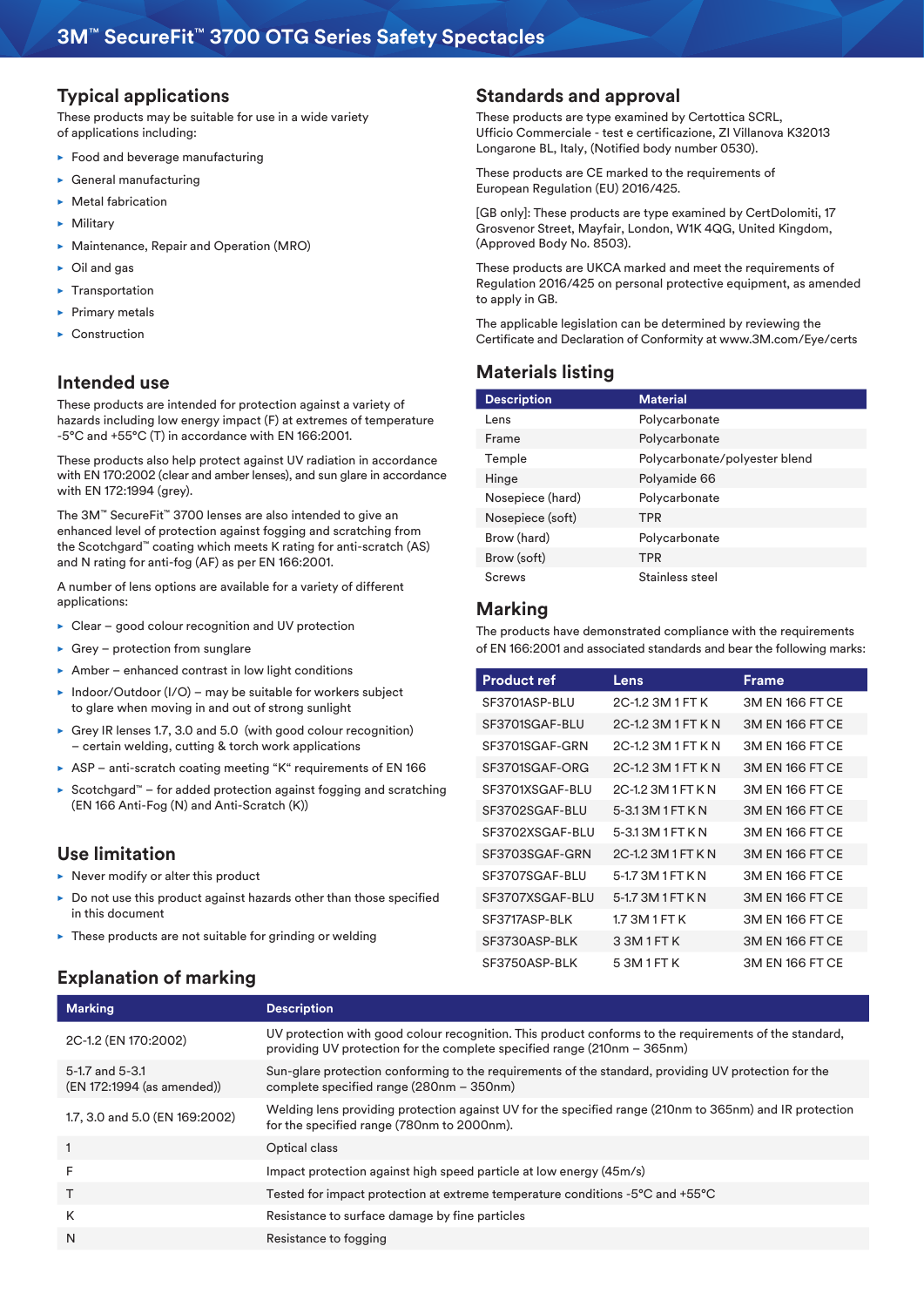# 3M™ SecureFit™ 3700 OTG Series Safety Spectacles

## Typical applications

These products may be suitable for use in a wide variety of applications including:

- Food and beverage manufacturing
- General manufacturing
- Metal fabrication
- Military
- Maintenance, Repair and Operation (MRO)
- Oil and gas
- Transportation
- Primary metals
- Construction

## Intended use

These products are intended for protection against a variety of hazards including low energy impact (F) at extremes of temperature -5°C and +55°C (T) in accordance with EN 166:2001.

These products also help protect against UV radiation in accordance with EN 170:2002 (clear and amber lenses), and sun glare in accordance with EN 172:1994 (grey).

The 3M™ SecureFit™ 3700 lenses are also intended to give an enhanced level of protection against fogging and scratching from the Scotchgard™ coating which meets K rating for anti-scratch (AS) and N rating for anti-fog (AF) as per EN 166:2001.

A number of lens options are available for a variety of different applications:

- Clear – good colour recognition and UV protection
- Grey – protection from sunglare
- Amber – enhanced contrast in low light conditions
- Indoor/Outdoor (I/O) – may be suitable for workers subject to glare when moving in and out of strong sunlight
- Grey IR lenses 1.7, 3.0 and 5.0 (with good colour recognition) – certain welding, cutting & torch work applications
- ASP – anti-scratch coating meeting "K" requirements of EN 166
- Scotchgard™ – for added protection against fogging and scratching (EN 166 Anti-Fog (N) and Anti-Scratch (K))

## Use limitation

- Never modify or alter this product
- Do not use this product against hazards other than those specified in this document
- These products are not suitable for grinding or welding

## Standards and approval

These products are type examined by Certottica SCRL, Ufficio Commerciale - test e certificazione, ZI Villanova K32013 Longarone BL, Italy, (Notified body number 0530).

These products are CE marked to the requirements of European Regulation (EU) 2016/425.

[GB only]: These products are type examined by CertDolomiti, 17 Grosvenor Street, Mayfair, London, W1K 4QG, United Kingdom, (Approved Body No. 8503).

These products are UKCA marked and meet the requirements of Regulation 2016/425 on personal protective equipment, as amended to apply in GB.

The applicable legislation can be determined by reviewing the Certificate and Declaration of Conformity at www.3M.com/Eye/certs

## Materials listing

| Description | Material |
|---|---|
| Lens | Polycarbonate |
| Frame | Polycarbonate |
| Temple | Polycarbonate/polyester blend |
| Hinge | Polyamide 66 |
| Nosepiece (hard) | Polycarbonate |
| Nosepiece (soft) | TPR |
| Brow (hard) | Polycarbonate |
| Brow (soft) | TPR |
| Screws | Stainless steel |

## Marking

The products have demonstrated compliance with the requirements of EN 166:2001 and associated standards and bear the following marks:

| Product ref | Lens | Frame |
|---|---|---|
| SF3701ASP-BLU | 2C-1.2 3M 1 FT K | 3M EN 166 FT CE |
| SF3701SGAF-BLU | 2C-1.2 3M 1 FT K N | 3M EN 166 FT CE |
| SF3701SGAF-GRN | 2C-1.2 3M 1 FT K N | 3M EN 166 FT CE |
| SF3701SGAF-ORG | 2C-1.2 3M 1 FT K N | 3M EN 166 FT CE |
| SF3701XSGAF-BLU | 2C-1.2 3M 1 FT K N | 3M EN 166 FT CE |
| SF3702SGAF-BLU | 5-3.1 3M 1 FT K N | 3M EN 166 FT CE |
| SF3702XSGAF-BLU | 5-3.1 3M 1 FT K N | 3M EN 166 FT CE |
| SF3703SGAF-GRN | 2C-1.2 3M 1 FT K N | 3M EN 166 FT CE |
| SF3707SGAF-BLU | 5-1.7 3M 1 FT K N | 3M EN 166 FT CE |
| SF3707XSGAF-BLU | 5-1.7 3M 1 FT K N | 3M EN 166 FT CE |
| SF3717ASP-BLK | 1.7 3M 1 FT K | 3M EN 166 FT CE |
| SF3730ASP-BLK | 3 3M 1 FT K | 3M EN 166 FT CE |
| SF3750ASP-BLK | 5 3M 1 FT K | 3M EN 166 FT CE |

## Explanation of marking

| Marking | Description |
|---|---|
| 2C-1.2 (EN 170:2002) | UV protection with good colour recognition. This product conforms to the requirements of the standard, providing UV protection for the complete specified range (210nm – 365nm) |
| 5-1.7 and 5-3.1 (EN 172:1994 (as amended)) | Sun-glare protection conforming to the requirements of the standard, providing UV protection for the complete specified range (280nm – 350nm) |
| 1.7, 3.0 and 5.0 (EN 169:2002) | Welding lens providing protection against UV for the specified range (210nm to 365nm) and IR protection for the specified range (780nm to 2000nm). |
| 1 | Optical class |
| F | Impact protection against high speed particle at low energy (45m/s) |
| T | Tested for impact protection at extreme temperature conditions -5°C and +55°C |
| K | Resistance to surface damage by fine particles |
| N | Resistance to fogging |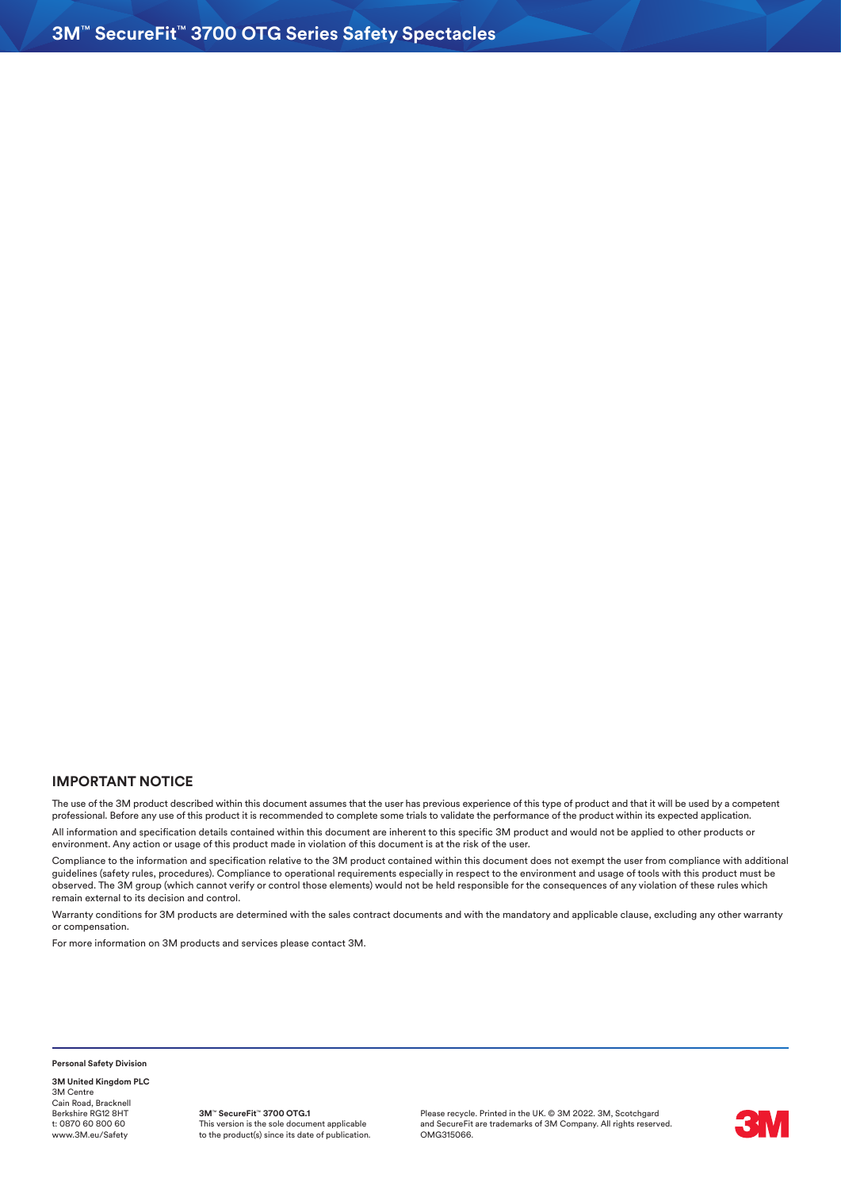## IMPORTANT NOTICE

The use of the 3M product described within this document assumes that the user has previous experience of this type of product and that it will be used by a competent professional. Before any use of this product it is recommended to complete some trials to validate the performance of the product within its expected application.

All information and specification details contained within this document are inherent to this specific 3M product and would not be applied to other products or environment. Any action or usage of this product made in violation of this document is at the risk of the user.

Compliance to the information and specification relative to the 3M product contained within this document does not exempt the user from compliance with additional guidelines (safety rules, procedures). Compliance to operational requirements especially in respect to the environment and usage of tools with this product must be observed. The 3M group (which cannot verify or control those elements) would not be held responsible for the consequences of any violation of these rules which remain external to its decision and control.

Warranty conditions for 3M products are determined with the sales contract documents and with the mandatory and applicable clause, excluding any other warranty or compensation.

For more information on 3M products and services please contact 3M.

**Personal Safety Division**

**3M United Kingdom PLC**
3M Centre
Cain Road, Bracknell
Berkshire RG12 8HT
t: 0870 60 800 60
www.3M.eu/Safety

**3M™ SecureFit™ 3700 OTG.1**
This version is the sole document applicable to the product(s) since its date of publication.

Please recycle. Printed in the UK. © 3M 2022. 3M, Scotchgard and SecureFit are trademarks of 3M Company. All rights reserved.
OMG315066.